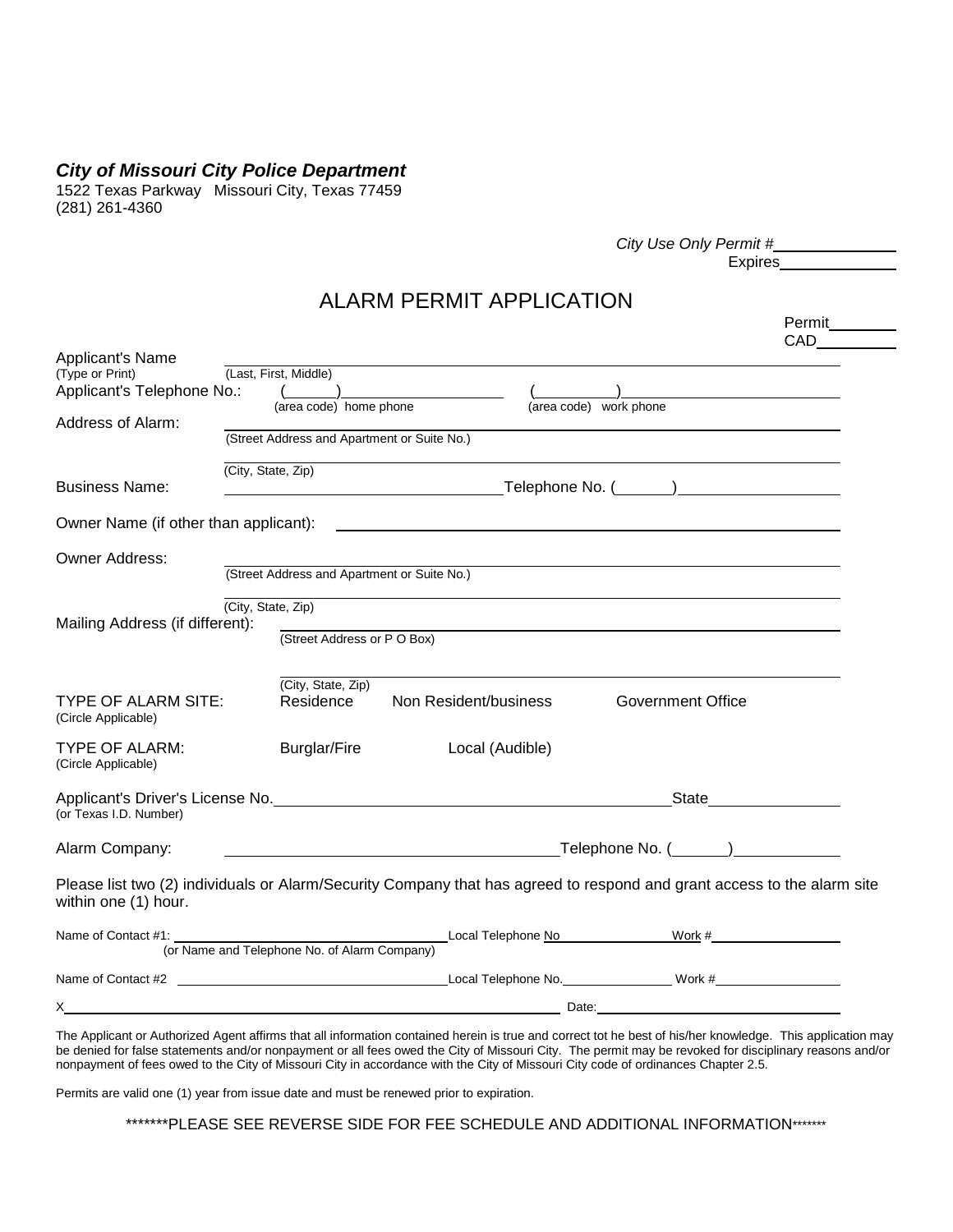***City of Missouri City Police Department***
1522 Texas Parkway Missouri City, Texas 77459
(281) 261-4360

*City Use Only Permit #*\_\_\_\_\_\_\_\_\_\_\_\_
Expires\_\_\_\_\_\_\_\_\_\_\_\_

# ALARM PERMIT APPLICATION

Permit\_\_\_\_\_\_\_\_
CAD\_\_\_\_\_\_\_\_

Applicant's Name (Type or Print) \_\_\_\_\_\_\_\_\_\_\_\_\_\_\_\_\_\_\_\_\_\_\_\_\_\_\_\_\_\_\_\_\_\_\_\_\_\_\_\_
(Last, First, Middle)

Applicant's Telephone No.: (\_\_\_\_\_\_)\_\_\_\_\_\_\_\_\_\_\_\_\_\_\_\_ (\_\_\_\_\_\_\_\_)\_\_\_\_\_\_\_\_\_\_\_\_\_\_\_\_
(area code) home phone (area code) work phone

Address of Alarm: \_\_\_\_\_\_\_\_\_\_\_\_\_\_\_\_\_\_\_\_\_\_\_\_\_\_\_\_\_\_\_\_\_\_\_\_\_\_\_\_
(Street Address and Apartment or Suite No.)
\_\_\_\_\_\_\_\_\_\_\_\_\_\_\_\_\_\_\_\_\_\_\_\_\_\_\_\_\_\_\_\_\_\_\_\_\_\_\_\_
(City, State, Zip)

Business Name: \_\_\_\_\_\_\_\_\_\_\_\_\_\_\_\_\_\_\_\_\_\_\_\_ Telephone No. (\_\_\_\_\_\_)\_\_\_\_\_\_\_\_\_\_\_\_\_\_\_\_

Owner Name (if other than applicant): \_\_\_\_\_\_\_\_\_\_\_\_\_\_\_\_\_\_\_\_\_\_\_\_\_\_\_\_\_\_\_\_\_\_\_\_\_\_\_\_

Owner Address: \_\_\_\_\_\_\_\_\_\_\_\_\_\_\_\_\_\_\_\_\_\_\_\_\_\_\_\_\_\_\_\_\_\_\_\_\_\_\_\_
(Street Address and Apartment or Suite No.)
\_\_\_\_\_\_\_\_\_\_\_\_\_\_\_\_\_\_\_\_\_\_\_\_\_\_\_\_\_\_\_\_\_\_\_\_\_\_\_\_
(City, State, Zip)

Mailing Address (if different): \_\_\_\_\_\_\_\_\_\_\_\_\_\_\_\_\_\_\_\_\_\_\_\_\_\_\_\_\_\_\_\_\_\_\_\_\_\_\_\_
(Street Address or P O Box)
\_\_\_\_\_\_\_\_\_\_\_\_\_\_\_\_\_\_\_\_\_\_\_\_\_\_\_\_\_\_\_\_\_\_\_\_\_\_\_\_
(City, State, Zip)

TYPE OF ALARM SITE: (Circle Applicable) Residence Non Resident/business Government Office

TYPE OF ALARM: (Circle Applicable) Burglar/Fire Local (Audible)

Applicant's Driver's License No.\_\_\_\_\_\_\_\_\_\_\_\_\_\_\_\_\_\_\_\_\_\_\_\_\_\_\_\_\_\_\_\_ State\_\_\_\_\_\_\_\_\_\_\_\_
(or Texas I.D. Number)

Alarm Company: \_\_\_\_\_\_\_\_\_\_\_\_\_\_\_\_\_\_\_\_\_\_\_\_\_\_\_\_\_\_ Telephone No. (\_\_\_\_\_\_)\_\_\_\_\_\_\_\_\_\_\_\_

Please list two (2) individuals or Alarm/Security Company that has agreed to respond and grant access to the alarm site within one (1) hour.

Name of Contact #1: \_\_\_\_\_\_\_\_\_\_\_\_\_\_\_\_\_\_\_\_\_\_\_\_\_\_\_\_\_\_ Local Telephone No\_\_\_\_\_\_\_\_\_\_\_\_ Work #\_\_\_\_\_\_\_\_\_\_\_\_
(or Name and Telephone No. of Alarm Company)

Name of Contact #2 \_\_\_\_\_\_\_\_\_\_\_\_\_\_\_\_\_\_\_\_\_\_\_\_\_\_\_\_\_\_ Local Telephone No.\_\_\_\_\_\_\_\_\_\_\_\_ Work #\_\_\_\_\_\_\_\_\_\_\_\_

X\_\_\_\_\_\_\_\_\_\_\_\_\_\_\_\_\_\_\_\_\_\_\_\_\_\_\_\_\_\_\_\_\_\_\_\_\_\_\_\_ Date:\_\_\_\_\_\_\_\_\_\_\_\_\_\_\_\_\_\_\_\_\_\_\_\_

The Applicant or Authorized Agent affirms that all information contained herein is true and correct tot he best of his/her knowledge. This application may be denied for false statements and/or nonpayment or all fees owed the City of Missouri City. The permit may be revoked for disciplinary reasons and/or nonpayment of fees owed to the City of Missouri City in accordance with the City of Missouri City code of ordinances Chapter 2.5.

Permits are valid one (1) year from issue date and must be renewed prior to expiration.

\*\*\*\*\*\*\*PLEASE SEE REVERSE SIDE FOR FEE SCHEDULE AND ADDITIONAL INFORMATION\*\*\*\*\*\*\*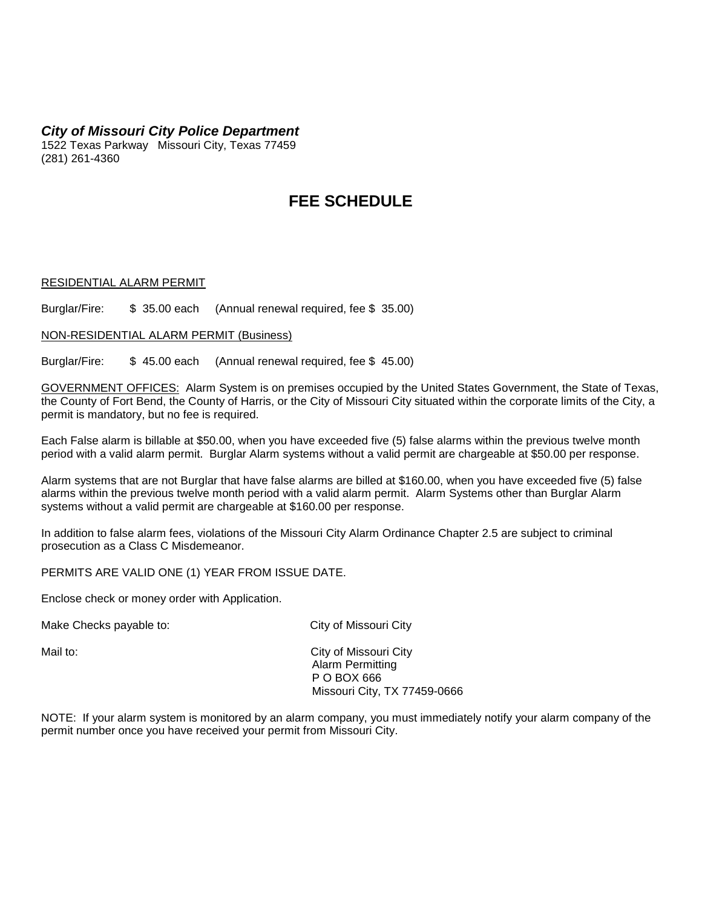***City of Missouri City Police Department***
1522 Texas Parkway   Missouri City, Texas 77459
(281) 261-4360

# FEE SCHEDULE

RESIDENTIAL ALARM PERMIT

Burglar/Fire:    $ 35.00 each    (Annual renewal required, fee $ 35.00)

NON-RESIDENTIAL ALARM PERMIT (Business)

Burglar/Fire:    $ 45.00 each    (Annual renewal required, fee $ 45.00)

GOVERNMENT OFFICES: Alarm System is on premises occupied by the United States Government, the State of Texas, the County of Fort Bend, the County of Harris, or the City of Missouri City situated within the corporate limits of the City, a permit is mandatory, but no fee is required.

Each False alarm is billable at $50.00, when you have exceeded five (5) false alarms within the previous twelve month period with a valid alarm permit. Burglar Alarm systems without a valid permit are chargeable at $50.00 per response.

Alarm systems that are not Burglar that have false alarms are billed at $160.00, when you have exceeded five (5) false alarms within the previous twelve month period with a valid alarm permit. Alarm Systems other than Burglar Alarm systems without a valid permit are chargeable at $160.00 per response.

In addition to false alarm fees, violations of the Missouri City Alarm Ordinance Chapter 2.5 are subject to criminal prosecution as a Class C Misdemeanor.

PERMITS ARE VALID ONE (1) YEAR FROM ISSUE DATE.

Enclose check or money order with Application.

Make Checks payable to:    City of Missouri City

Mail to:    City of Missouri City
Alarm Permitting
P O BOX 666
Missouri City, TX 77459-0666

NOTE: If your alarm system is monitored by an alarm company, you must immediately notify your alarm company of the permit number once you have received your permit from Missouri City.